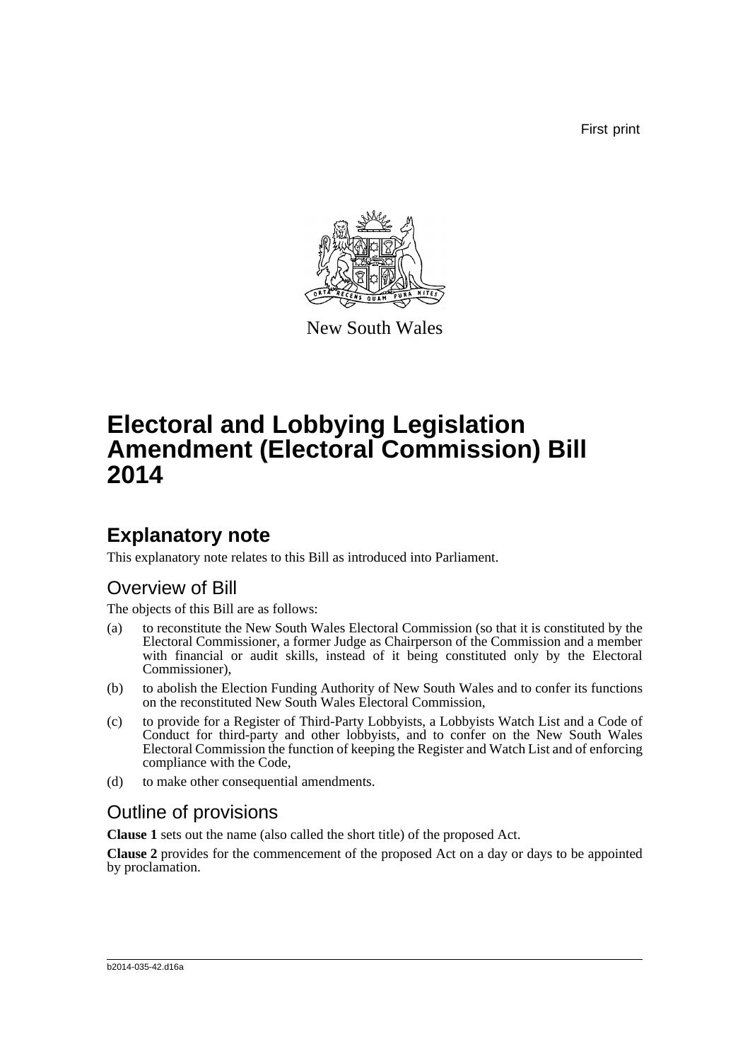First print

New South Wales

# Electoral and Lobbying Legislation Amendment (Electoral Commission) Bill 2014

## Explanatory note

This explanatory note relates to this Bill as introduced into Parliament.

### Overview of Bill

The objects of this Bill are as follows:

(a) to reconstitute the New South Wales Electoral Commission (so that it is constituted by the Electoral Commissioner, a former Judge as Chairperson of the Commission and a member with financial or audit skills, instead of it being constituted only by the Electoral Commissioner),

(b) to abolish the Election Funding Authority of New South Wales and to confer its functions on the reconstituted New South Wales Electoral Commission,

(c) to provide for a Register of Third-Party Lobbyists, a Lobbyists Watch List and a Code of Conduct for third-party and other lobbyists, and to confer on the New South Wales Electoral Commission the function of keeping the Register and Watch List and of enforcing compliance with the Code,

(d) to make other consequential amendments.

### Outline of provisions

**Clause 1** sets out the name (also called the short title) of the proposed Act.

**Clause 2** provides for the commencement of the proposed Act on a day or days to be appointed by proclamation.

b2014-035-42.d16a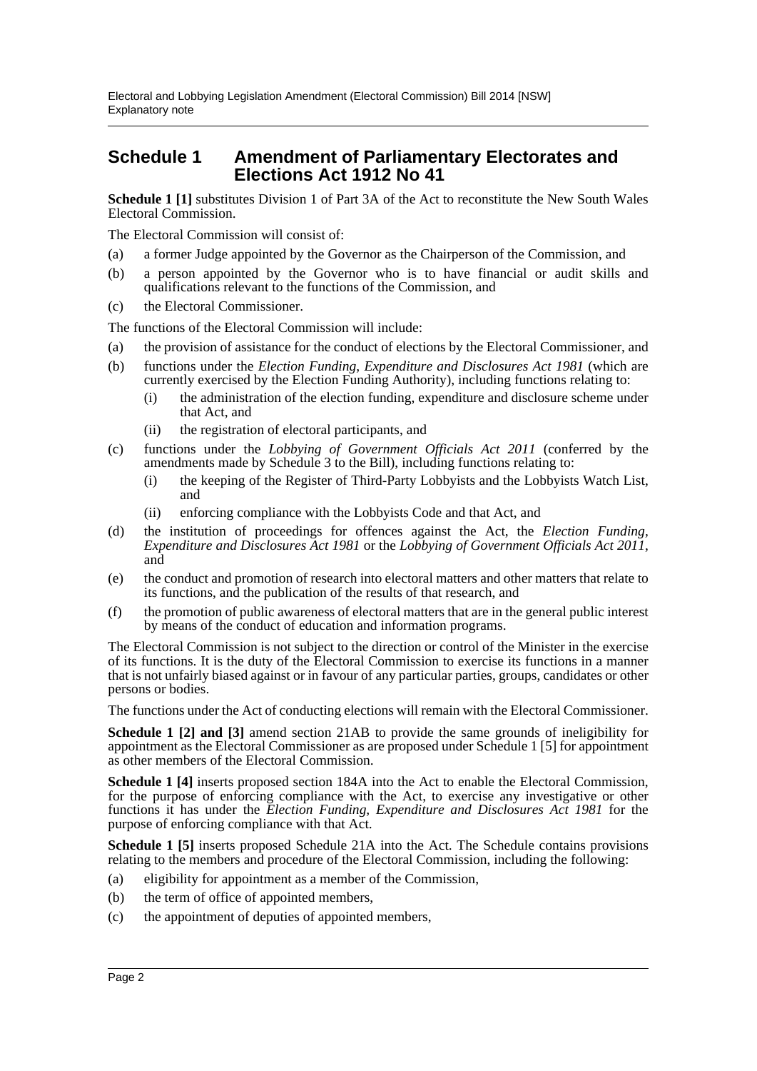## Schedule 1 Amendment of Parliamentary Electorates and Elections Act 1912 No 41

**Schedule 1 [1]** substitutes Division 1 of Part 3A of the Act to reconstitute the New South Wales Electoral Commission.

The Electoral Commission will consist of:

(a) a former Judge appointed by the Governor as the Chairperson of the Commission, and

(b) a person appointed by the Governor who is to have financial or audit skills and qualifications relevant to the functions of the Commission, and

(c) the Electoral Commissioner.

The functions of the Electoral Commission will include:

(a) the provision of assistance for the conduct of elections by the Electoral Commissioner, and

(b) functions under the *Election Funding, Expenditure and Disclosures Act 1981* (which are currently exercised by the Election Funding Authority), including functions relating to:

  (i) the administration of the election funding, expenditure and disclosure scheme under that Act, and

  (ii) the registration of electoral participants, and

(c) functions under the *Lobbying of Government Officials Act 2011* (conferred by the amendments made by Schedule 3 to the Bill), including functions relating to:

  (i) the keeping of the Register of Third-Party Lobbyists and the Lobbyists Watch List, and

  (ii) enforcing compliance with the Lobbyists Code and that Act, and

(d) the institution of proceedings for offences against the Act, the *Election Funding, Expenditure and Disclosures Act 1981* or the *Lobbying of Government Officials Act 2011*, and

(e) the conduct and promotion of research into electoral matters and other matters that relate to its functions, and the publication of the results of that research, and

(f) the promotion of public awareness of electoral matters that are in the general public interest by means of the conduct of education and information programs.

The Electoral Commission is not subject to the direction or control of the Minister in the exercise of its functions. It is the duty of the Electoral Commission to exercise its functions in a manner that is not unfairly biased against or in favour of any particular parties, groups, candidates or other persons or bodies.

The functions under the Act of conducting elections will remain with the Electoral Commissioner.

**Schedule 1 [2] and [3]** amend section 21AB to provide the same grounds of ineligibility for appointment as the Electoral Commissioner as are proposed under Schedule 1 [5] for appointment as other members of the Electoral Commission.

**Schedule 1 [4]** inserts proposed section 184A into the Act to enable the Electoral Commission, for the purpose of enforcing compliance with the Act, to exercise any investigative or other functions it has under the *Election Funding, Expenditure and Disclosures Act 1981* for the purpose of enforcing compliance with that Act.

**Schedule 1 [5]** inserts proposed Schedule 21A into the Act. The Schedule contains provisions relating to the members and procedure of the Electoral Commission, including the following:

(a) eligibility for appointment as a member of the Commission,

(b) the term of office of appointed members,

(c) the appointment of deputies of appointed members,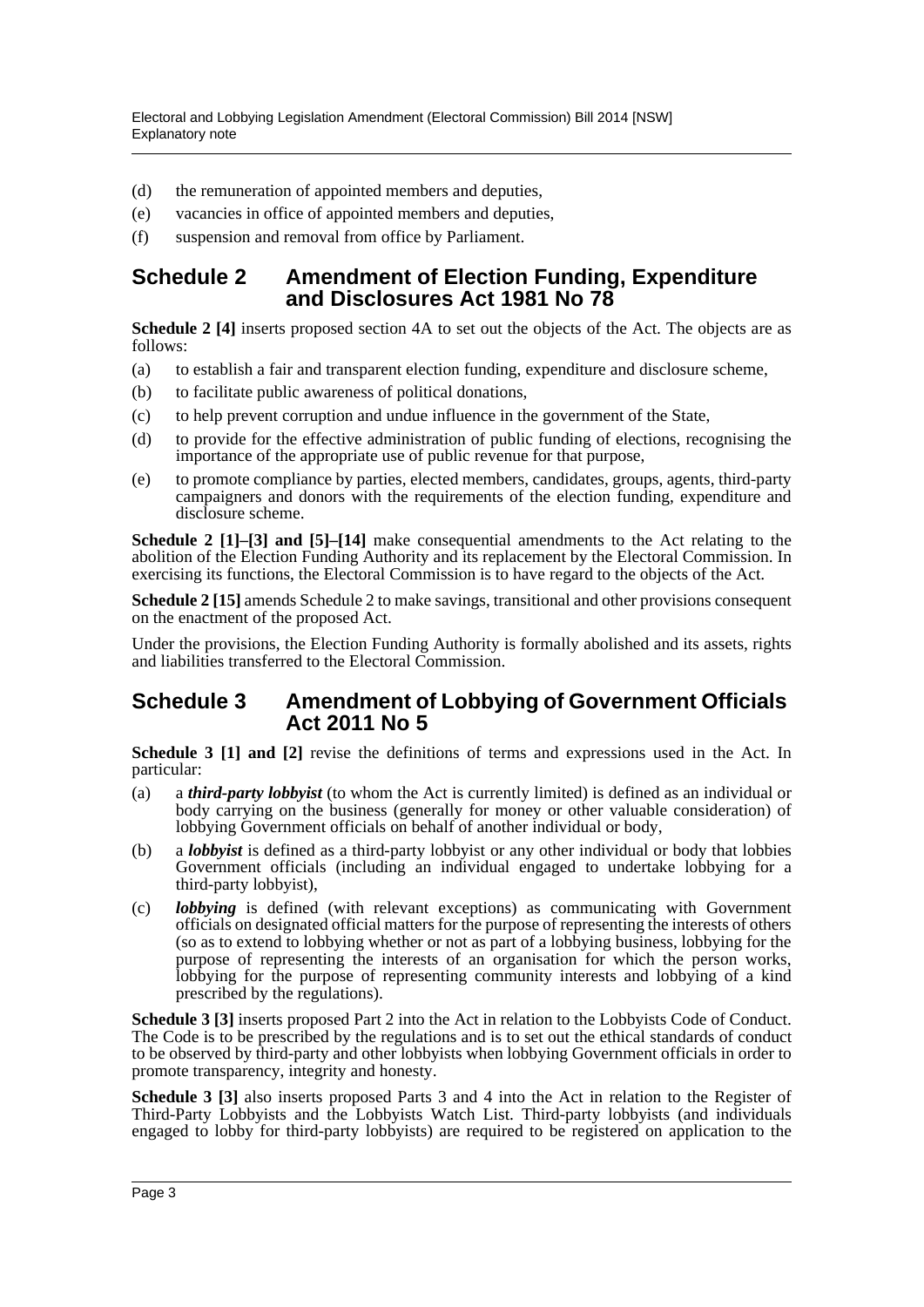- (d) the remuneration of appointed members and deputies,
- (e) vacancies in office of appointed members and deputies,
- (f) suspension and removal from office by Parliament.

## Schedule 2 Amendment of Election Funding, Expenditure and Disclosures Act 1981 No 78

**Schedule 2 [4]** inserts proposed section 4A to set out the objects of the Act. The objects are as follows:

- (a) to establish a fair and transparent election funding, expenditure and disclosure scheme,
- (b) to facilitate public awareness of political donations,
- (c) to help prevent corruption and undue influence in the government of the State,
- (d) to provide for the effective administration of public funding of elections, recognising the importance of the appropriate use of public revenue for that purpose,
- (e) to promote compliance by parties, elected members, candidates, groups, agents, third-party campaigners and donors with the requirements of the election funding, expenditure and disclosure scheme.

**Schedule 2 [1]–[3] and [5]–[14]** make consequential amendments to the Act relating to the abolition of the Election Funding Authority and its replacement by the Electoral Commission. In exercising its functions, the Electoral Commission is to have regard to the objects of the Act.

**Schedule 2 [15]** amends Schedule 2 to make savings, transitional and other provisions consequent on the enactment of the proposed Act.

Under the provisions, the Election Funding Authority is formally abolished and its assets, rights and liabilities transferred to the Electoral Commission.

## Schedule 3 Amendment of Lobbying of Government Officials Act 2011 No 5

**Schedule 3 [1] and [2]** revise the definitions of terms and expressions used in the Act. In particular:

- (a) a ***third-party lobbyist*** (to whom the Act is currently limited) is defined as an individual or body carrying on the business (generally for money or other valuable consideration) of lobbying Government officials on behalf of another individual or body,
- (b) a ***lobbyist*** is defined as a third-party lobbyist or any other individual or body that lobbies Government officials (including an individual engaged to undertake lobbying for a third-party lobbyist),
- (c) ***lobbying*** is defined (with relevant exceptions) as communicating with Government officials on designated official matters for the purpose of representing the interests of others (so as to extend to lobbying whether or not as part of a lobbying business, lobbying for the purpose of representing the interests of an organisation for which the person works, lobbying for the purpose of representing community interests and lobbying of a kind prescribed by the regulations).

**Schedule 3 [3]** inserts proposed Part 2 into the Act in relation to the Lobbyists Code of Conduct. The Code is to be prescribed by the regulations and is to set out the ethical standards of conduct to be observed by third-party and other lobbyists when lobbying Government officials in order to promote transparency, integrity and honesty.

**Schedule 3 [3]** also inserts proposed Parts 3 and 4 into the Act in relation to the Register of Third-Party Lobbyists and the Lobbyists Watch List. Third-party lobbyists (and individuals engaged to lobby for third-party lobbyists) are required to be registered on application to the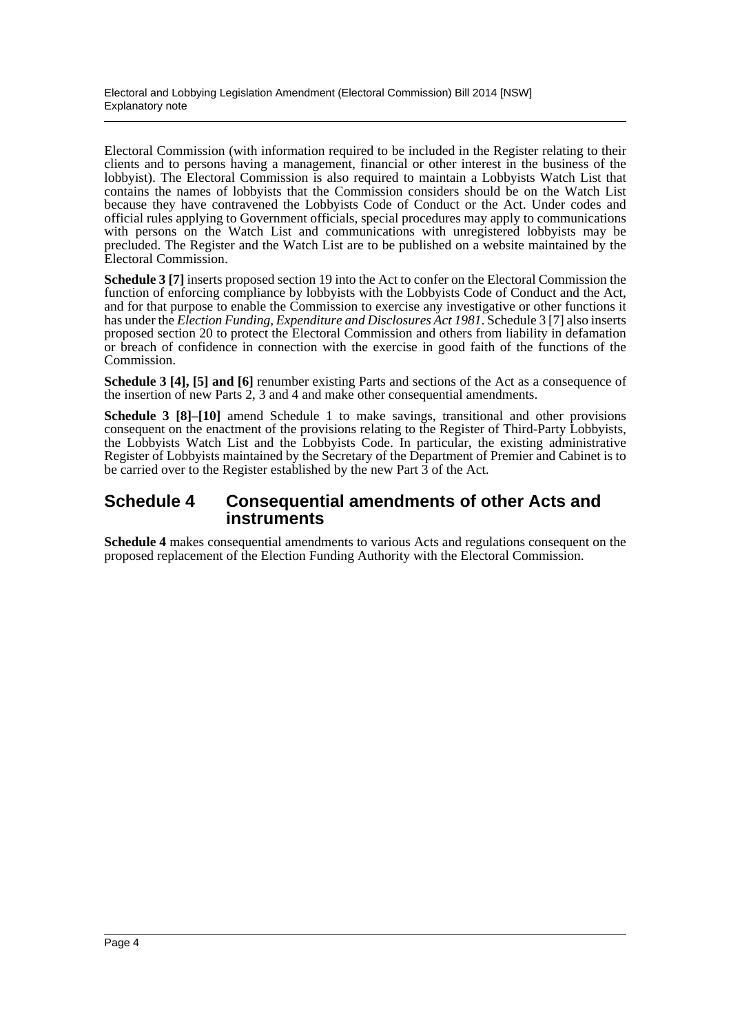Electoral Commission (with information required to be included in the Register relating to their clients and to persons having a management, financial or other interest in the business of the lobbyist). The Electoral Commission is also required to maintain a Lobbyists Watch List that contains the names of lobbyists that the Commission considers should be on the Watch List because they have contravened the Lobbyists Code of Conduct or the Act. Under codes and official rules applying to Government officials, special procedures may apply to communications with persons on the Watch List and communications with unregistered lobbyists may be precluded. The Register and the Watch List are to be published on a website maintained by the Electoral Commission.

**Schedule 3 [7]** inserts proposed section 19 into the Act to confer on the Electoral Commission the function of enforcing compliance by lobbyists with the Lobbyists Code of Conduct and the Act, and for that purpose to enable the Commission to exercise any investigative or other functions it has under the *Election Funding, Expenditure and Disclosures Act 1981*. Schedule 3 [7] also inserts proposed section 20 to protect the Electoral Commission and others from liability in defamation or breach of confidence in connection with the exercise in good faith of the functions of the Commission.

**Schedule 3 [4], [5] and [6]** renumber existing Parts and sections of the Act as a consequence of the insertion of new Parts 2, 3 and 4 and make other consequential amendments.

**Schedule 3 [8]–[10]** amend Schedule 1 to make savings, transitional and other provisions consequent on the enactment of the provisions relating to the Register of Third-Party Lobbyists, the Lobbyists Watch List and the Lobbyists Code. In particular, the existing administrative Register of Lobbyists maintained by the Secretary of the Department of Premier and Cabinet is to be carried over to the Register established by the new Part 3 of the Act.

## Schedule 4 Consequential amendments of other Acts and instruments

**Schedule 4** makes consequential amendments to various Acts and regulations consequent on the proposed replacement of the Election Funding Authority with the Electoral Commission.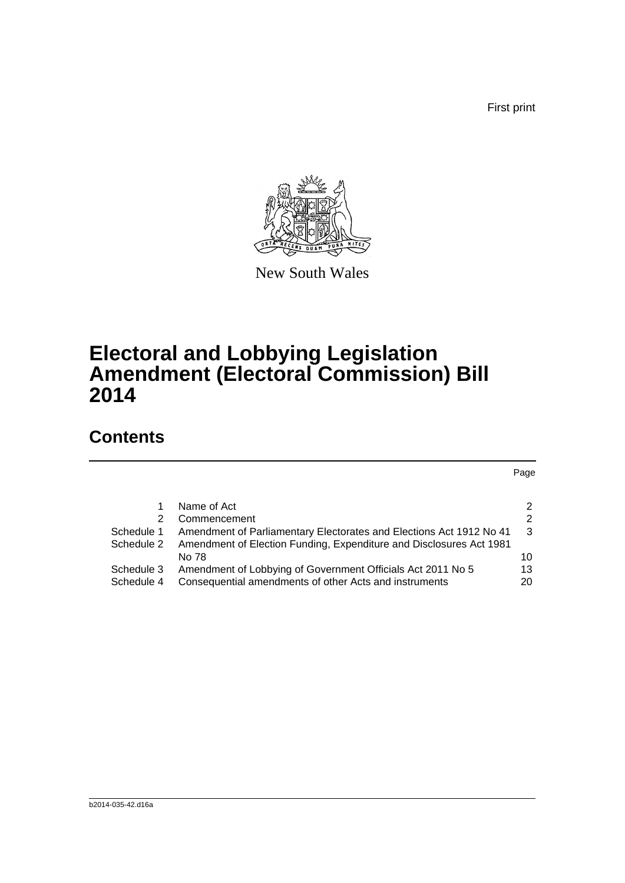First print

New South Wales

# Electoral and Lobbying Legislation Amendment (Electoral Commission) Bill 2014

## Contents

| | | Page |
|---|---|---|
| 1 | Name of Act | 2 |
| 2 | Commencement | 2 |
| Schedule 1 | Amendment of Parliamentary Electorates and Elections Act 1912 No 41 | 3 |
| Schedule 2 | Amendment of Election Funding, Expenditure and Disclosures Act 1981 No 78 | 10 |
| Schedule 3 | Amendment of Lobbying of Government Officials Act 2011 No 5 | 13 |
| Schedule 4 | Consequential amendments of other Acts and instruments | 20 |

b2014-035-42.d16a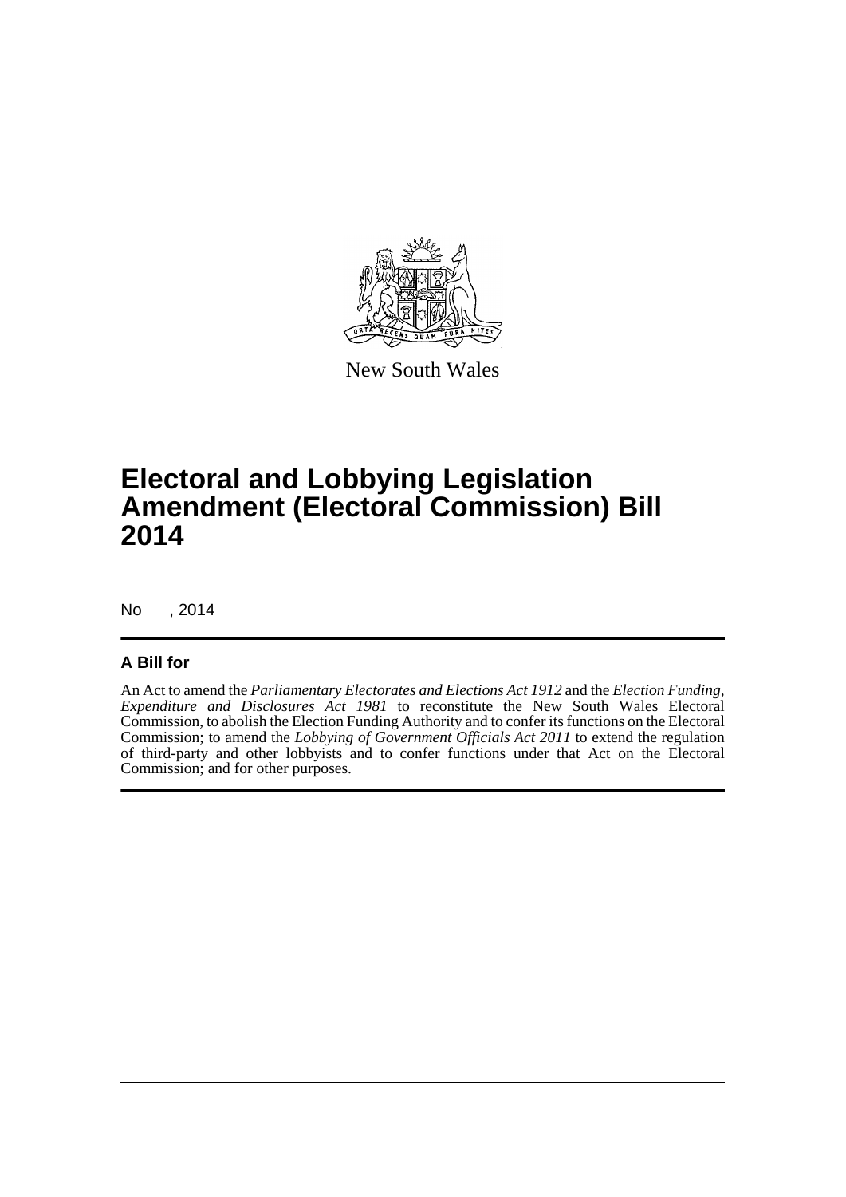New South Wales

# Electoral and Lobbying Legislation Amendment (Electoral Commission) Bill 2014

No , 2014

## A Bill for

An Act to amend the *Parliamentary Electorates and Elections Act 1912* and the *Election Funding, Expenditure and Disclosures Act 1981* to reconstitute the New South Wales Electoral Commission, to abolish the Election Funding Authority and to confer its functions on the Electoral Commission; to amend the *Lobbying of Government Officials Act 2011* to extend the regulation of third-party and other lobbyists and to confer functions under that Act on the Electoral Commission; and for other purposes.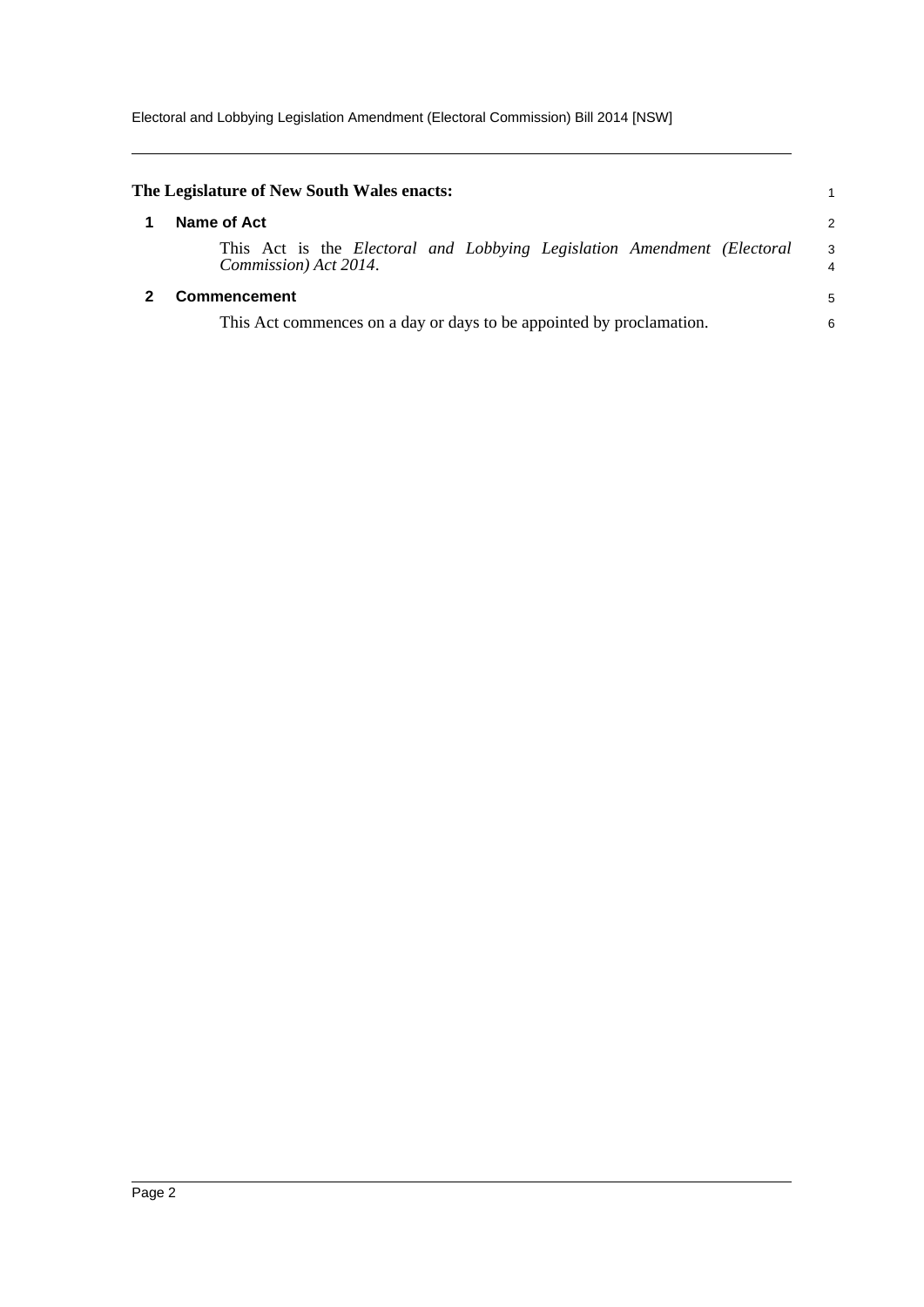**The Legislature of New South Wales enacts:**

## 1 Name of Act

This Act is the *Electoral and Lobbying Legislation Amendment (Electoral Commission) Act 2014*.

## 2 Commencement

This Act commences on a day or days to be appointed by proclamation.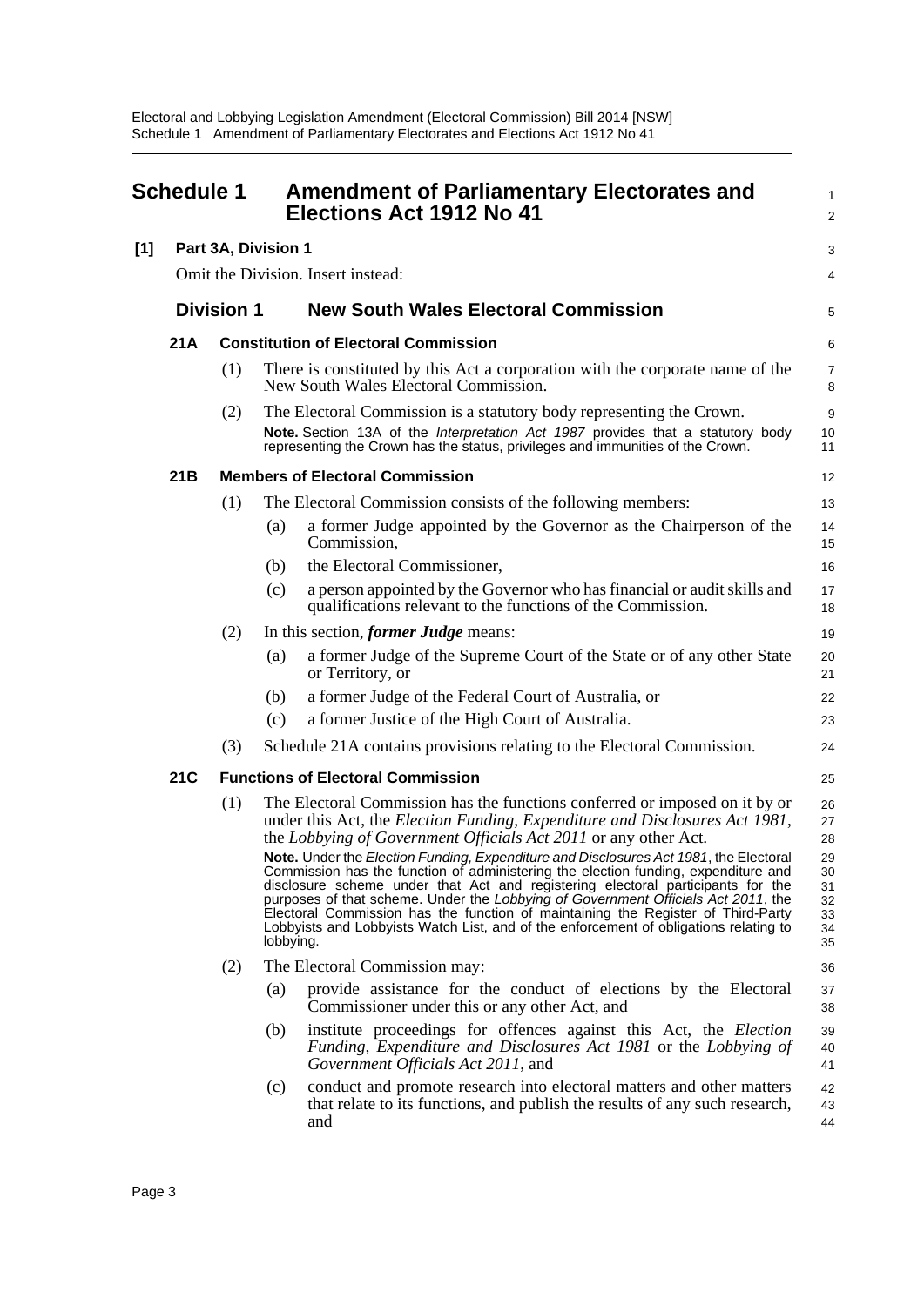# Schedule 1 Amendment of Parliamentary Electorates and Elections Act 1912 No 41

**[1] Part 3A, Division 1**

Omit the Division. Insert instead:

## Division 1 New South Wales Electoral Commission

### 21A Constitution of Electoral Commission

(1) There is constituted by this Act a corporation with the corporate name of the New South Wales Electoral Commission.

(2) The Electoral Commission is a statutory body representing the Crown.

**Note.** Section 13A of the *Interpretation Act 1987* provides that a statutory body representing the Crown has the status, privileges and immunities of the Crown.

### 21B Members of Electoral Commission

(1) The Electoral Commission consists of the following members:

(a) a former Judge appointed by the Governor as the Chairperson of the Commission,

(b) the Electoral Commissioner,

(c) a person appointed by the Governor who has financial or audit skills and qualifications relevant to the functions of the Commission.

(2) In this section, ***former Judge*** means:

(a) a former Judge of the Supreme Court of the State or of any other State or Territory, or

(b) a former Judge of the Federal Court of Australia, or

(c) a former Justice of the High Court of Australia.

(3) Schedule 21A contains provisions relating to the Electoral Commission.

### 21C Functions of Electoral Commission

(1) The Electoral Commission has the functions conferred or imposed on it by or under this Act, the *Election Funding, Expenditure and Disclosures Act 1981*, the *Lobbying of Government Officials Act 2011* or any other Act.

**Note.** Under the *Election Funding, Expenditure and Disclosures Act 1981*, the Electoral Commission has the function of administering the election funding, expenditure and disclosure scheme under that Act and registering electoral participants for the purposes of that scheme. Under the *Lobbying of Government Officials Act 2011*, the Electoral Commission has the function of maintaining the Register of Third-Party Lobbyists and Lobbyists Watch List, and of the enforcement of obligations relating to lobbying.

(2) The Electoral Commission may:

(a) provide assistance for the conduct of elections by the Electoral Commissioner under this or any other Act, and

(b) institute proceedings for offences against this Act, the *Election Funding, Expenditure and Disclosures Act 1981* or the *Lobbying of Government Officials Act 2011*, and

(c) conduct and promote research into electoral matters and other matters that relate to its functions, and publish the results of any such research, and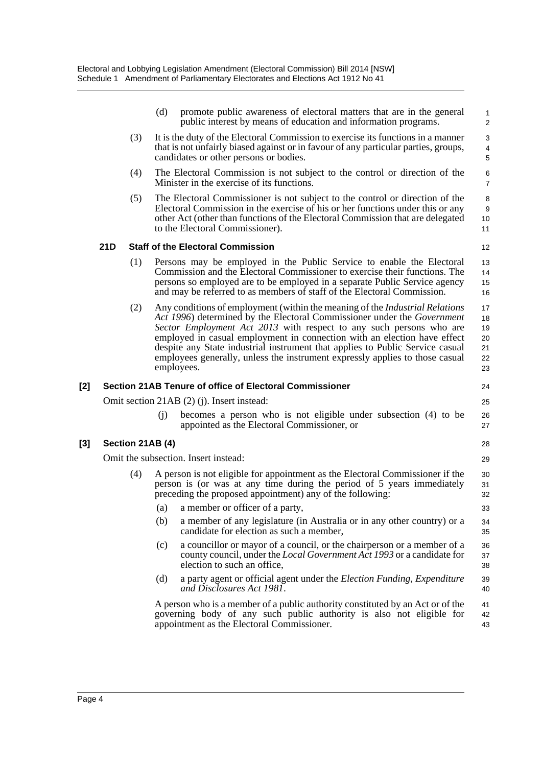(d) promote public awareness of electoral matters that are in the general public interest by means of education and information programs.

(3) It is the duty of the Electoral Commission to exercise its functions in a manner that is not unfairly biased against or in favour of any particular parties, groups, candidates or other persons or bodies.

(4) The Electoral Commission is not subject to the control or direction of the Minister in the exercise of its functions.

(5) The Electoral Commissioner is not subject to the control or direction of the Electoral Commission in the exercise of his or her functions under this or any other Act (other than functions of the Electoral Commission that are delegated to the Electoral Commissioner).

### 21D Staff of the Electoral Commission

(1) Persons may be employed in the Public Service to enable the Electoral Commission and the Electoral Commissioner to exercise their functions. The persons so employed are to be employed in a separate Public Service agency and may be referred to as members of staff of the Electoral Commission.

(2) Any conditions of employment (within the meaning of the *Industrial Relations Act 1996*) determined by the Electoral Commissioner under the *Government Sector Employment Act 2013* with respect to any such persons who are employed in casual employment in connection with an election have effect despite any State industrial instrument that applies to Public Service casual employees generally, unless the instrument expressly applies to those casual employees.

## [2] Section 21AB Tenure of office of Electoral Commissioner

Omit section 21AB (2) (j). Insert instead:

(j) becomes a person who is not eligible under subsection (4) to be appointed as the Electoral Commissioner, or

## [3] Section 21AB (4)

Omit the subsection. Insert instead:

(4) A person is not eligible for appointment as the Electoral Commissioner if the person is (or was at any time during the period of 5 years immediately preceding the proposed appointment) any of the following:

(a) a member or officer of a party,

(b) a member of any legislature (in Australia or in any other country) or a candidate for election as such a member,

(c) a councillor or mayor of a council, or the chairperson or a member of a county council, under the *Local Government Act 1993* or a candidate for election to such an office,

(d) a party agent or official agent under the *Election Funding, Expenditure and Disclosures Act 1981*.

A person who is a member of a public authority constituted by an Act or of the governing body of any such public authority is also not eligible for appointment as the Electoral Commissioner.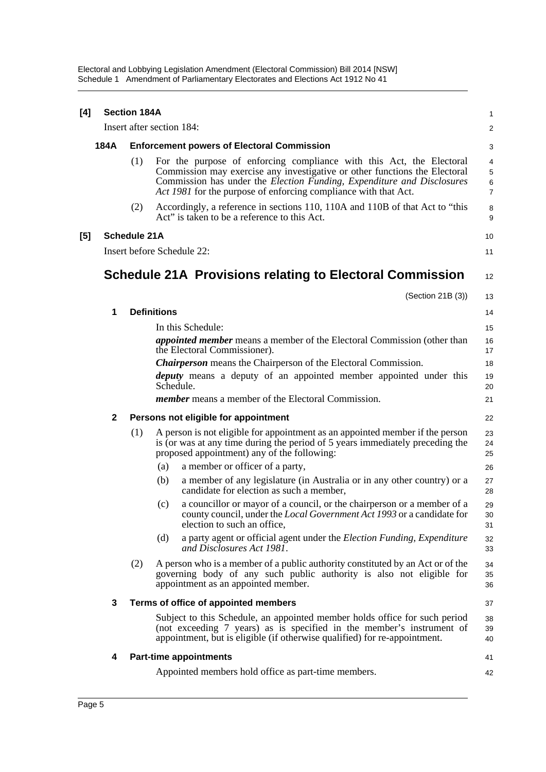**[4] Section 184A**

Insert after section 184:

**184A Enforcement powers of Electoral Commission**

(1) For the purpose of enforcing compliance with this Act, the Electoral Commission may exercise any investigative or other functions the Electoral Commission has under the *Election Funding, Expenditure and Disclosures Act 1981* for the purpose of enforcing compliance with that Act.

(2) Accordingly, a reference in sections 110, 110A and 110B of that Act to "this Act" is taken to be a reference to this Act.

**[5] Schedule 21A**

Insert before Schedule 22:

## Schedule 21A Provisions relating to Electoral Commission

(Section 21B (3))

**1 Definitions**

In this Schedule:

***appointed member*** means a member of the Electoral Commission (other than the Electoral Commissioner).

***Chairperson*** means the Chairperson of the Electoral Commission.

***deputy*** means a deputy of an appointed member appointed under this Schedule.

***member*** means a member of the Electoral Commission.

**2 Persons not eligible for appointment**

(1) A person is not eligible for appointment as an appointed member if the person is (or was at any time during the period of 5 years immediately preceding the proposed appointment) any of the following:

(a) a member or officer of a party,

(b) a member of any legislature (in Australia or in any other country) or a candidate for election as such a member,

(c) a councillor or mayor of a council, or the chairperson or a member of a county council, under the *Local Government Act 1993* or a candidate for election to such an office,

(d) a party agent or official agent under the *Election Funding, Expenditure and Disclosures Act 1981*.

(2) A person who is a member of a public authority constituted by an Act or of the governing body of any such public authority is also not eligible for appointment as an appointed member.

**3 Terms of office of appointed members**

Subject to this Schedule, an appointed member holds office for such period (not exceeding 7 years) as is specified in the member's instrument of appointment, but is eligible (if otherwise qualified) for re-appointment.

**4 Part-time appointments**

Appointed members hold office as part-time members.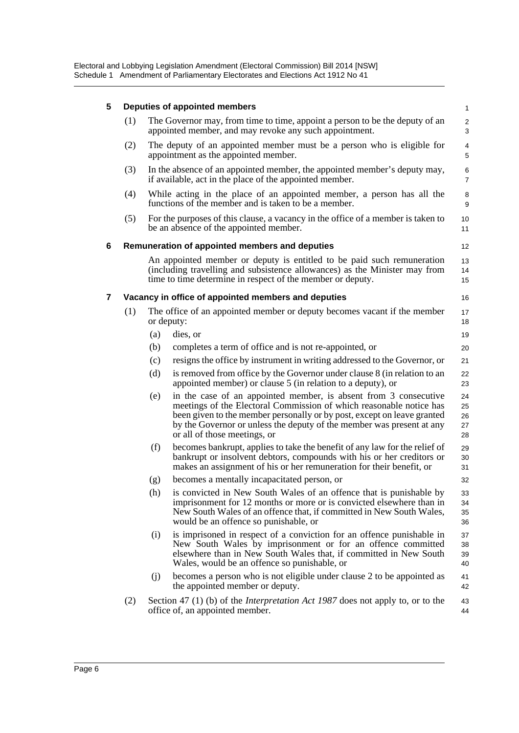### 5 Deputies of appointed members

(1) The Governor may, from time to time, appoint a person to be the deputy of an appointed member, and may revoke any such appointment.

(2) The deputy of an appointed member must be a person who is eligible for appointment as the appointed member.

(3) In the absence of an appointed member, the appointed member's deputy may, if available, act in the place of the appointed member.

(4) While acting in the place of an appointed member, a person has all the functions of the member and is taken to be a member.

(5) For the purposes of this clause, a vacancy in the office of a member is taken to be an absence of the appointed member.

### 6 Remuneration of appointed members and deputies

An appointed member or deputy is entitled to be paid such remuneration (including travelling and subsistence allowances) as the Minister may from time to time determine in respect of the member or deputy.

### 7 Vacancy in office of appointed members and deputies

(1) The office of an appointed member or deputy becomes vacant if the member or deputy:

- (a) dies, or
- (b) completes a term of office and is not re-appointed, or
- (c) resigns the office by instrument in writing addressed to the Governor, or
- (d) is removed from office by the Governor under clause 8 (in relation to an appointed member) or clause 5 (in relation to a deputy), or
- (e) in the case of an appointed member, is absent from 3 consecutive meetings of the Electoral Commission of which reasonable notice has been given to the member personally or by post, except on leave granted by the Governor or unless the deputy of the member was present at any or all of those meetings, or
- (f) becomes bankrupt, applies to take the benefit of any law for the relief of bankrupt or insolvent debtors, compounds with his or her creditors or makes an assignment of his or her remuneration for their benefit, or
- (g) becomes a mentally incapacitated person, or
- (h) is convicted in New South Wales of an offence that is punishable by imprisonment for 12 months or more or is convicted elsewhere than in New South Wales of an offence that, if committed in New South Wales, would be an offence so punishable, or
- (i) is imprisoned in respect of a conviction for an offence punishable in New South Wales by imprisonment or for an offence committed elsewhere than in New South Wales that, if committed in New South Wales, would be an offence so punishable, or
- (j) becomes a person who is not eligible under clause 2 to be appointed as the appointed member or deputy.

(2) Section 47 (1) (b) of the *Interpretation Act 1987* does not apply to, or to the office of, an appointed member.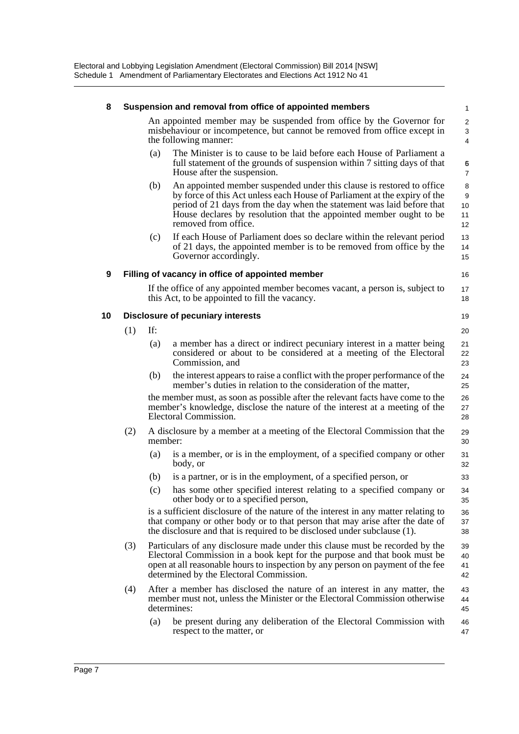### 8 Suspension and removal from office of appointed members

An appointed member may be suspended from office by the Governor for misbehaviour or incompetence, but cannot be removed from office except in the following manner:

(a) The Minister is to cause to be laid before each House of Parliament a full statement of the grounds of suspension within 7 sitting days of that House after the suspension.

(b) An appointed member suspended under this clause is restored to office by force of this Act unless each House of Parliament at the expiry of the period of 21 days from the day when the statement was laid before that House declares by resolution that the appointed member ought to be removed from office.

(c) If each House of Parliament does so declare within the relevant period of 21 days, the appointed member is to be removed from office by the Governor accordingly.

### 9 Filling of vacancy in office of appointed member

If the office of any appointed member becomes vacant, a person is, subject to this Act, to be appointed to fill the vacancy.

### 10 Disclosure of pecuniary interests

(1) If:

(a) a member has a direct or indirect pecuniary interest in a matter being considered or about to be considered at a meeting of the Electoral Commission, and

(b) the interest appears to raise a conflict with the proper performance of the member's duties in relation to the consideration of the matter,

the member must, as soon as possible after the relevant facts have come to the member's knowledge, disclose the nature of the interest at a meeting of the Electoral Commission.

(2) A disclosure by a member at a meeting of the Electoral Commission that the member:

(a) is a member, or is in the employment, of a specified company or other body, or

(b) is a partner, or is in the employment, of a specified person, or

(c) has some other specified interest relating to a specified company or other body or to a specified person,

is a sufficient disclosure of the nature of the interest in any matter relating to that company or other body or to that person that may arise after the date of the disclosure and that is required to be disclosed under subclause (1).

(3) Particulars of any disclosure made under this clause must be recorded by the Electoral Commission in a book kept for the purpose and that book must be open at all reasonable hours to inspection by any person on payment of the fee determined by the Electoral Commission.

(4) After a member has disclosed the nature of an interest in any matter, the member must not, unless the Minister or the Electoral Commission otherwise determines:

(a) be present during any deliberation of the Electoral Commission with respect to the matter, or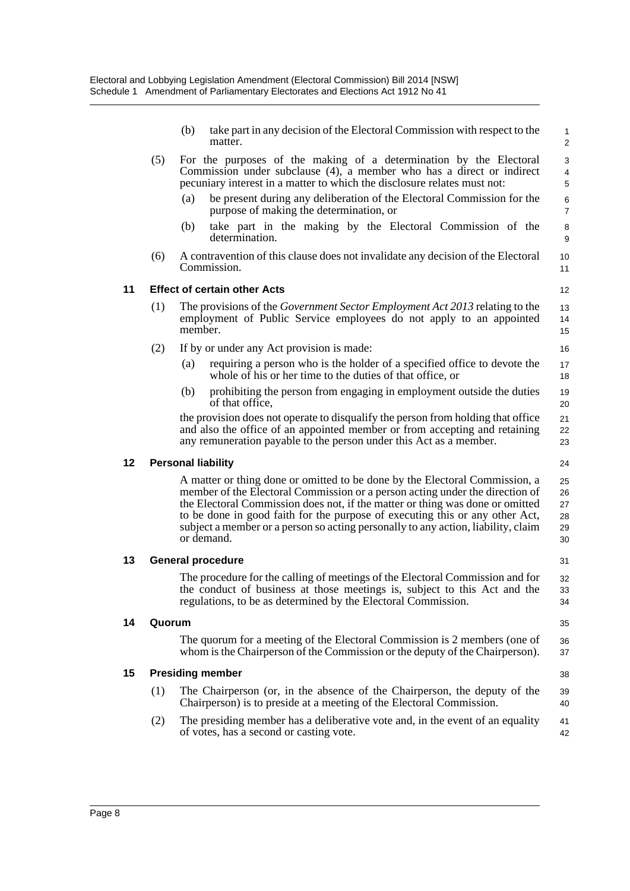(b) take part in any decision of the Electoral Commission with respect to the matter.

(5) For the purposes of the making of a determination by the Electoral Commission under subclause (4), a member who has a direct or indirect pecuniary interest in a matter to which the disclosure relates must not:

(a) be present during any deliberation of the Electoral Commission for the purpose of making the determination, or

(b) take part in the making by the Electoral Commission of the determination.

(6) A contravention of this clause does not invalidate any decision of the Electoral Commission.

### 11 Effect of certain other Acts

(1) The provisions of the *Government Sector Employment Act 2013* relating to the employment of Public Service employees do not apply to an appointed member.

(2) If by or under any Act provision is made:

(a) requiring a person who is the holder of a specified office to devote the whole of his or her time to the duties of that office, or

(b) prohibiting the person from engaging in employment outside the duties of that office,

the provision does not operate to disqualify the person from holding that office and also the office of an appointed member or from accepting and retaining any remuneration payable to the person under this Act as a member.

### 12 Personal liability

A matter or thing done or omitted to be done by the Electoral Commission, a member of the Electoral Commission or a person acting under the direction of the Electoral Commission does not, if the matter or thing was done or omitted to be done in good faith for the purpose of executing this or any other Act, subject a member or a person so acting personally to any action, liability, claim or demand.

### 13 General procedure

The procedure for the calling of meetings of the Electoral Commission and for the conduct of business at those meetings is, subject to this Act and the regulations, to be as determined by the Electoral Commission.

### 14 Quorum

The quorum for a meeting of the Electoral Commission is 2 members (one of whom is the Chairperson of the Commission or the deputy of the Chairperson).

### 15 Presiding member

(1) The Chairperson (or, in the absence of the Chairperson, the deputy of the Chairperson) is to preside at a meeting of the Electoral Commission.

(2) The presiding member has a deliberative vote and, in the event of an equality of votes, has a second or casting vote.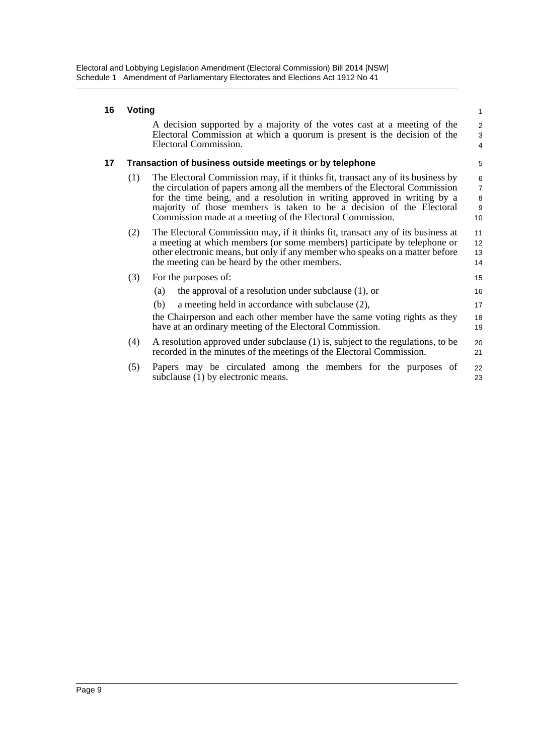### 16 Voting

A decision supported by a majority of the votes cast at a meeting of the Electoral Commission at which a quorum is present is the decision of the Electoral Commission.

### 17 Transaction of business outside meetings or by telephone

(1) The Electoral Commission may, if it thinks fit, transact any of its business by the circulation of papers among all the members of the Electoral Commission for the time being, and a resolution in writing approved in writing by a majority of those members is taken to be a decision of the Electoral Commission made at a meeting of the Electoral Commission.

(2) The Electoral Commission may, if it thinks fit, transact any of its business at a meeting at which members (or some members) participate by telephone or other electronic means, but only if any member who speaks on a matter before the meeting can be heard by the other members.

(3) For the purposes of:

(a) the approval of a resolution under subclause (1), or

(b) a meeting held in accordance with subclause (2),

the Chairperson and each other member have the same voting rights as they have at an ordinary meeting of the Electoral Commission.

(4) A resolution approved under subclause (1) is, subject to the regulations, to be recorded in the minutes of the meetings of the Electoral Commission.

(5) Papers may be circulated among the members for the purposes of subclause (1) by electronic means.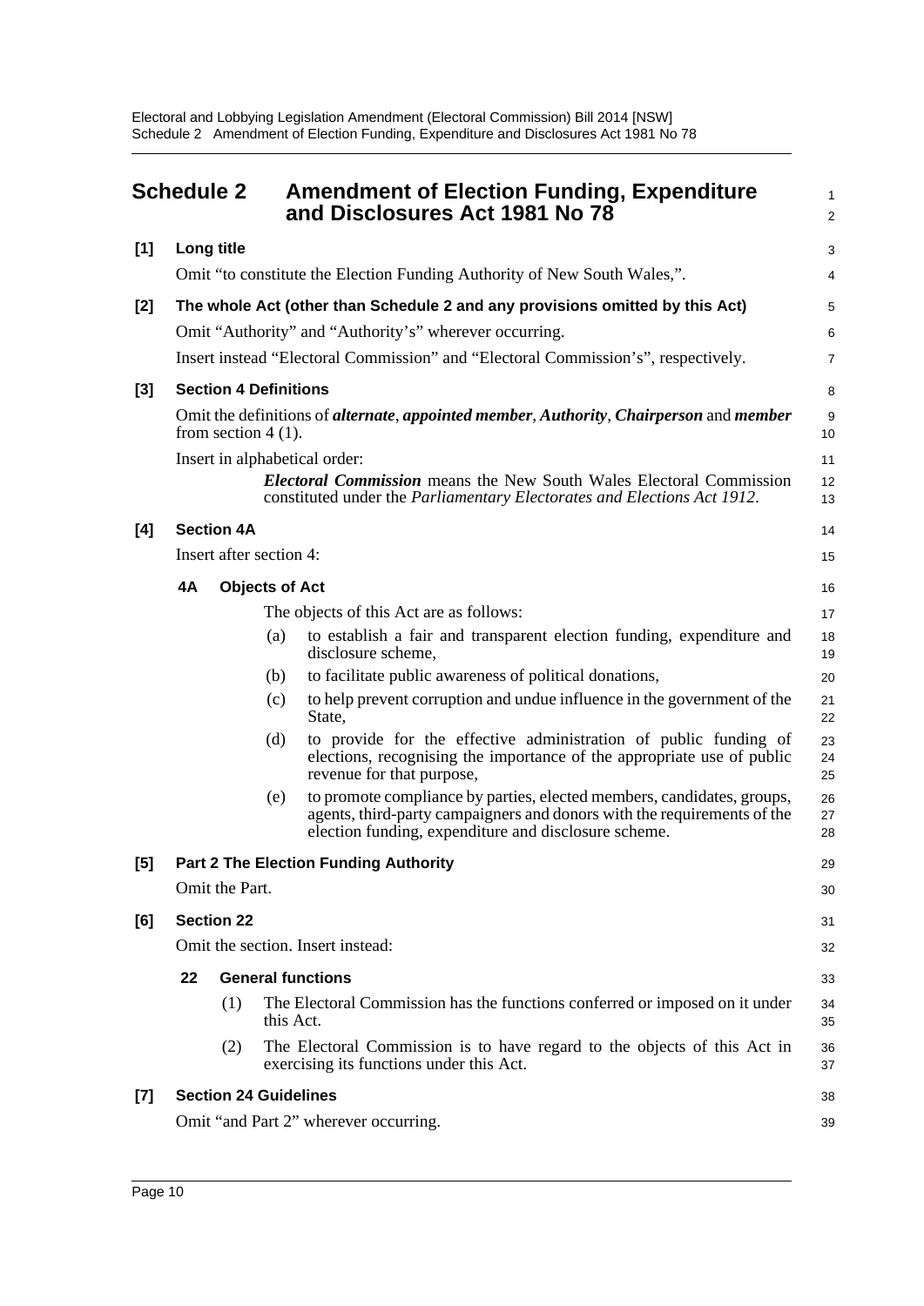# Schedule 2 Amendment of Election Funding, Expenditure and Disclosures Act 1981 No 78

**[1] Long title**

Omit "to constitute the Election Funding Authority of New South Wales,".

**[2] The whole Act (other than Schedule 2 and any provisions omitted by this Act)**

Omit "Authority" and "Authority's" wherever occurring.

Insert instead "Electoral Commission" and "Electoral Commission's", respectively.

**[3] Section 4 Definitions**

Omit the definitions of ***alternate***, ***appointed member***, ***Authority***, ***Chairperson*** and ***member*** from section 4 (1).

Insert in alphabetical order:

> ***Electoral Commission*** means the New South Wales Electoral Commission constituted under the *Parliamentary Electorates and Elections Act 1912*.

**[4] Section 4A**

Insert after section 4:

> **4A Objects of Act**
>
> The objects of this Act are as follows:
>
> (a) to establish a fair and transparent election funding, expenditure and disclosure scheme,
>
> (b) to facilitate public awareness of political donations,
>
> (c) to help prevent corruption and undue influence in the government of the State,
>
> (d) to provide for the effective administration of public funding of elections, recognising the importance of the appropriate use of public revenue for that purpose,
>
> (e) to promote compliance by parties, elected members, candidates, groups, agents, third-party campaigners and donors with the requirements of the election funding, expenditure and disclosure scheme.

**[5] Part 2 The Election Funding Authority**

Omit the Part.

**[6] Section 22**

Omit the section. Insert instead:

> **22 General functions**
>
> (1) The Electoral Commission has the functions conferred or imposed on it under this Act.
>
> (2) The Electoral Commission is to have regard to the objects of this Act in exercising its functions under this Act.

**[7] Section 24 Guidelines**

Omit "and Part 2" wherever occurring.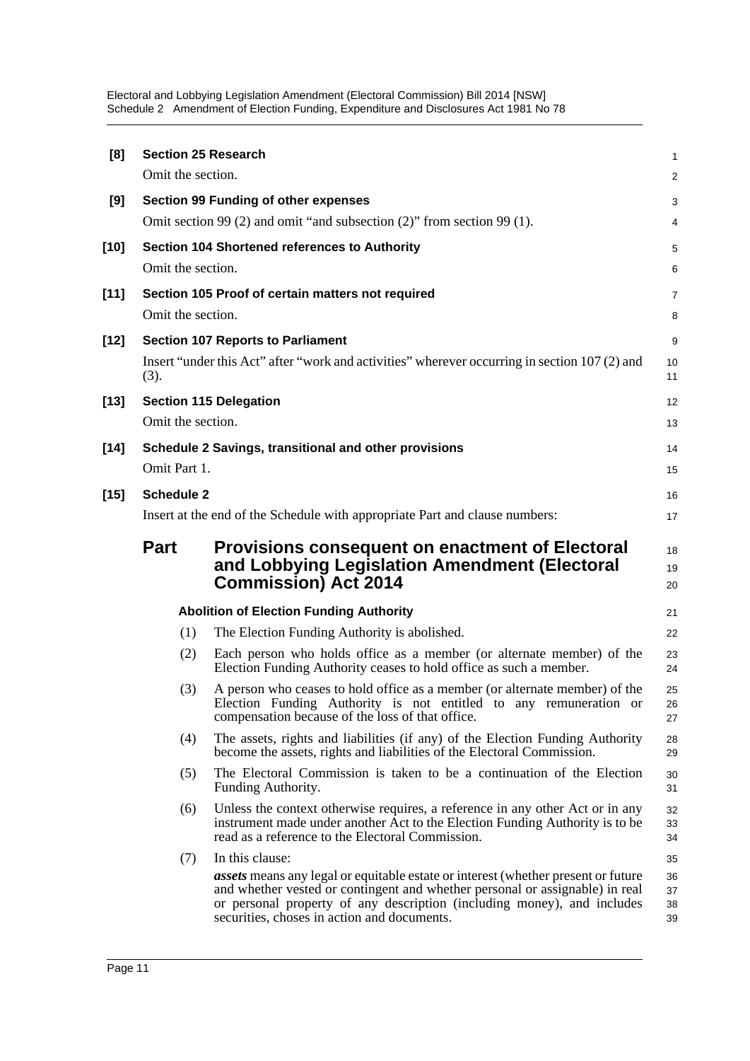**[8] Section 25 Research**

Omit the section.

**[9] Section 99 Funding of other expenses**

Omit section 99 (2) and omit "and subsection (2)" from section 99 (1).

**[10] Section 104 Shortened references to Authority**

Omit the section.

**[11] Section 105 Proof of certain matters not required**

Omit the section.

**[12] Section 107 Reports to Parliament**

Insert "under this Act" after "work and activities" wherever occurring in section 107 (2) and (3).

**[13] Section 115 Delegation**

Omit the section.

**[14] Schedule 2 Savings, transitional and other provisions**

Omit Part 1.

**[15] Schedule 2**

Insert at the end of the Schedule with appropriate Part and clause numbers:

## Part Provisions consequent on enactment of Electoral and Lobbying Legislation Amendment (Electoral Commission) Act 2014

**Abolition of Election Funding Authority**

(1) The Election Funding Authority is abolished.

(2) Each person who holds office as a member (or alternate member) of the Election Funding Authority ceases to hold office as such a member.

(3) A person who ceases to hold office as a member (or alternate member) of the Election Funding Authority is not entitled to any remuneration or compensation because of the loss of that office.

(4) The assets, rights and liabilities (if any) of the Election Funding Authority become the assets, rights and liabilities of the Electoral Commission.

(5) The Electoral Commission is taken to be a continuation of the Election Funding Authority.

(6) Unless the context otherwise requires, a reference in any other Act or in any instrument made under another Act to the Election Funding Authority is to be read as a reference to the Electoral Commission.

(7) In this clause:

***assets*** means any legal or equitable estate or interest (whether present or future and whether vested or contingent and whether personal or assignable) in real or personal property of any description (including money), and includes securities, choses in action and documents.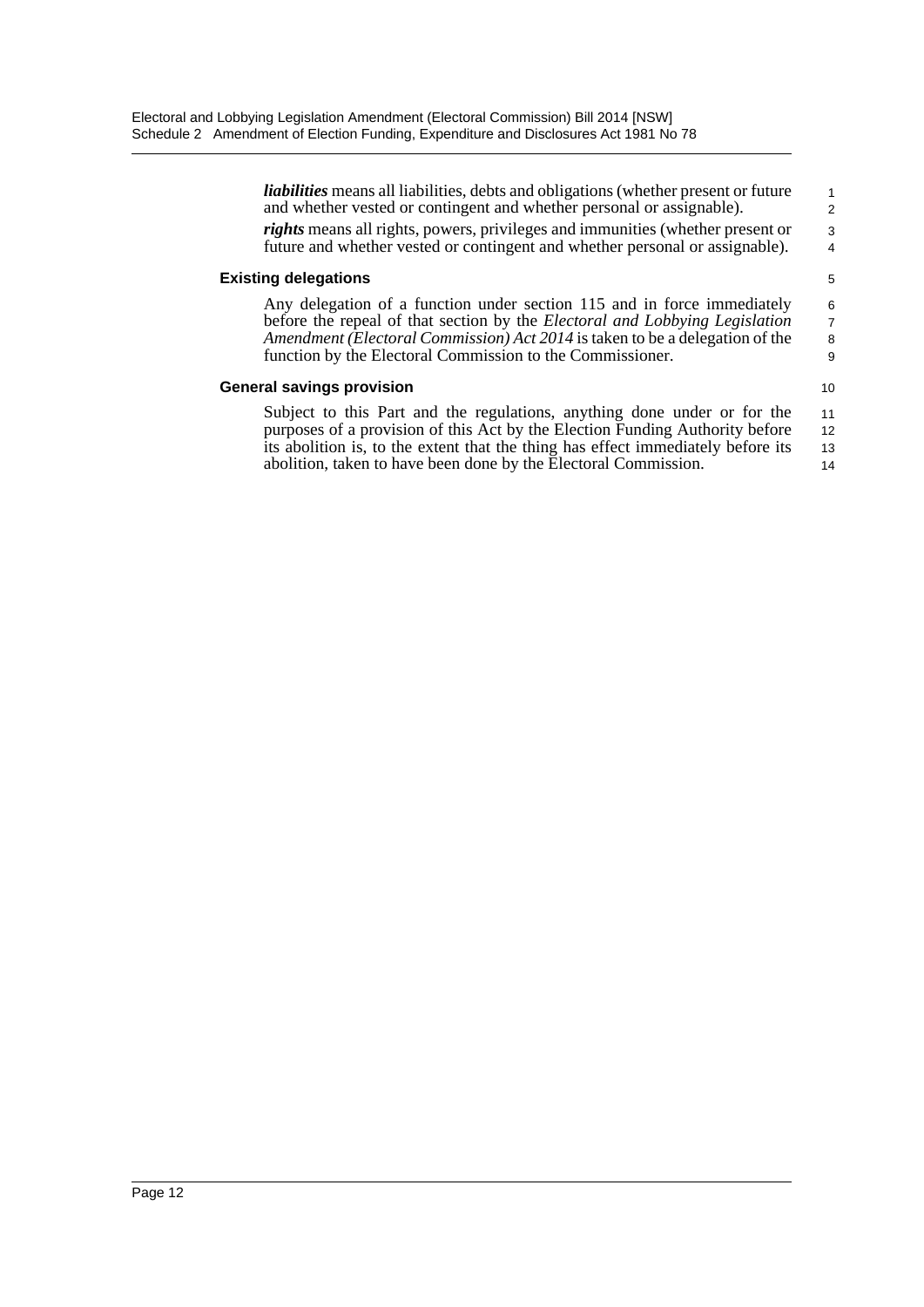***liabilities*** means all liabilities, debts and obligations (whether present or future and whether vested or contingent and whether personal or assignable).

***rights*** means all rights, powers, privileges and immunities (whether present or future and whether vested or contingent and whether personal or assignable).

**Existing delegations**

Any delegation of a function under section 115 and in force immediately before the repeal of that section by the *Electoral and Lobbying Legislation Amendment (Electoral Commission) Act 2014* is taken to be a delegation of the function by the Electoral Commission to the Commissioner.

**General savings provision**

Subject to this Part and the regulations, anything done under or for the purposes of a provision of this Act by the Election Funding Authority before its abolition is, to the extent that the thing has effect immediately before its abolition, taken to have been done by the Electoral Commission.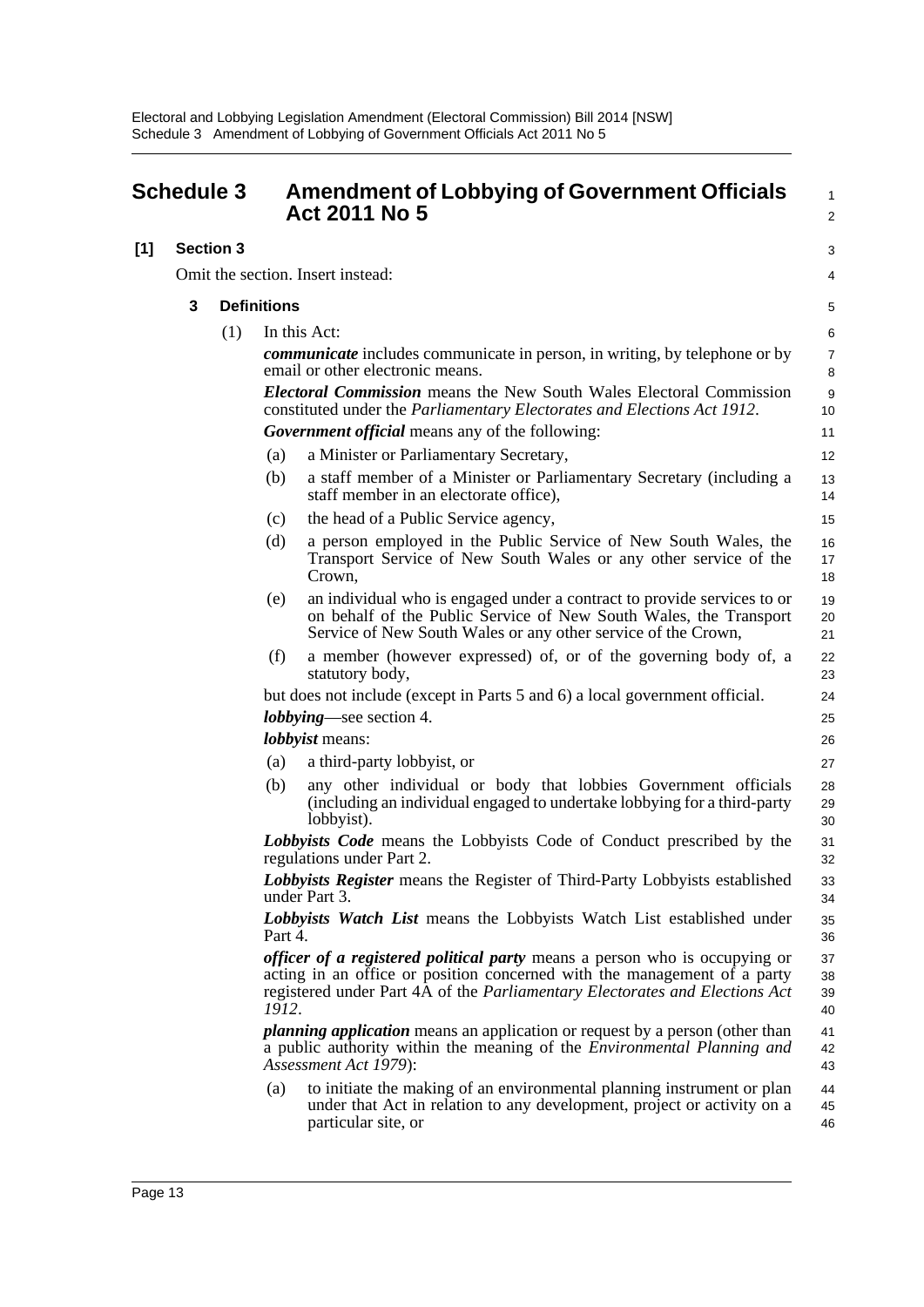## Schedule 3 Amendment of Lobbying of Government Officials Act 2011 No 5

**[1] Section 3**

Omit the section. Insert instead:

### 3 Definitions

(1) In this Act:

***communicate*** includes communicate in person, in writing, by telephone or by email or other electronic means.

***Electoral Commission*** means the New South Wales Electoral Commission constituted under the *Parliamentary Electorates and Elections Act 1912*.

***Government official*** means any of the following:

- (a) a Minister or Parliamentary Secretary,
- (b) a staff member of a Minister or Parliamentary Secretary (including a staff member in an electorate office),
- (c) the head of a Public Service agency,
- (d) a person employed in the Public Service of New South Wales, the Transport Service of New South Wales or any other service of the Crown,
- (e) an individual who is engaged under a contract to provide services to or on behalf of the Public Service of New South Wales, the Transport Service of New South Wales or any other service of the Crown,
- (f) a member (however expressed) of, or of the governing body of, a statutory body,

but does not include (except in Parts 5 and 6) a local government official.

***lobbying***—see section 4.

***lobbyist*** means:

- (a) a third-party lobbyist, or
- (b) any other individual or body that lobbies Government officials (including an individual engaged to undertake lobbying for a third-party lobbyist).

***Lobbyists Code*** means the Lobbyists Code of Conduct prescribed by the regulations under Part 2.

***Lobbyists Register*** means the Register of Third-Party Lobbyists established under Part 3.

***Lobbyists Watch List*** means the Lobbyists Watch List established under Part 4.

***officer of a registered political party*** means a person who is occupying or acting in an office or position concerned with the management of a party registered under Part 4A of the *Parliamentary Electorates and Elections Act 1912*.

***planning application*** means an application or request by a person (other than a public authority within the meaning of the *Environmental Planning and Assessment Act 1979*):

- (a) to initiate the making of an environmental planning instrument or plan under that Act in relation to any development, project or activity on a particular site, or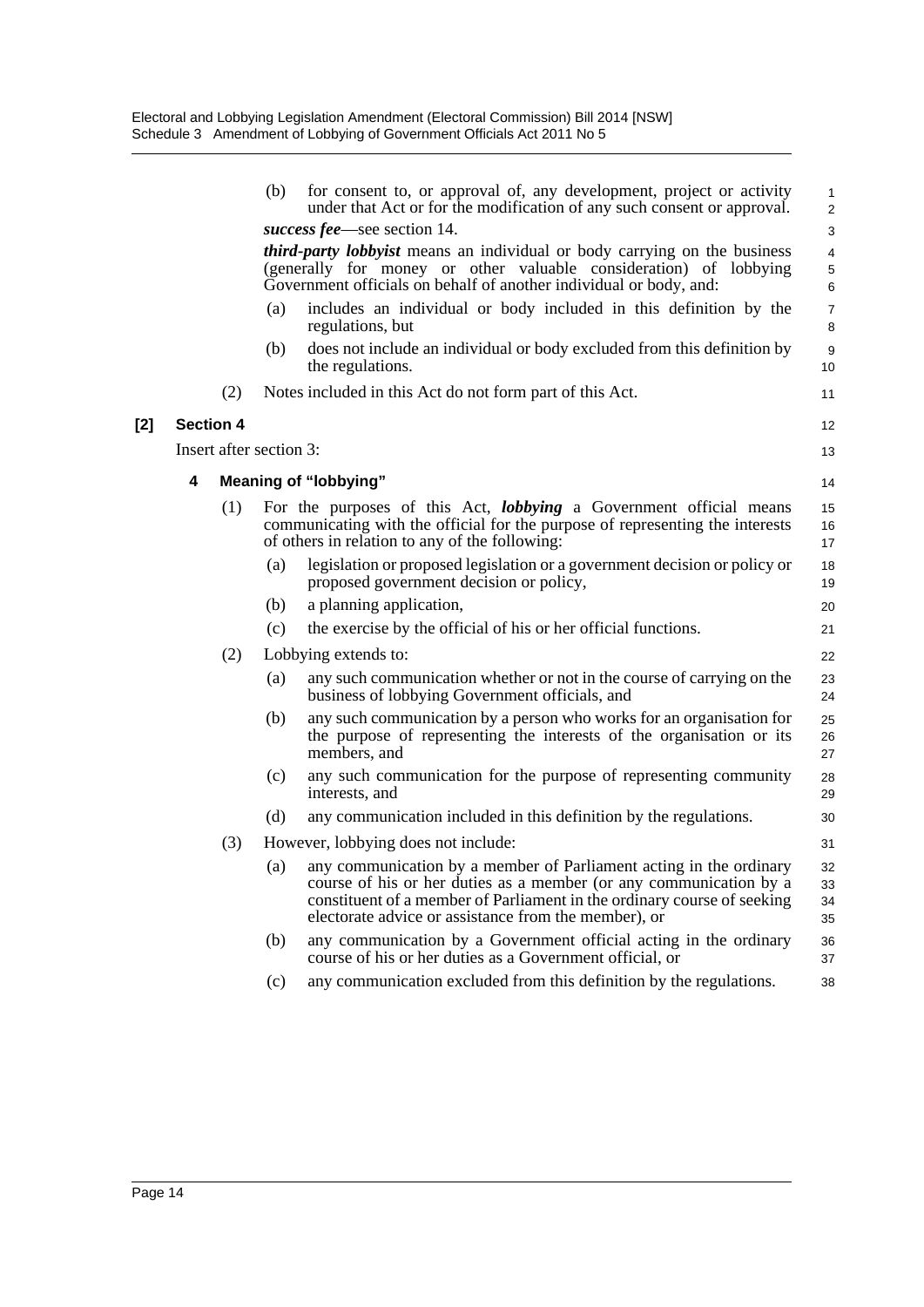(b) for consent to, or approval of, any development, project or activity under that Act or for the modification of any such consent or approval.

***success fee***—see section 14.

***third-party lobbyist*** means an individual or body carrying on the business (generally for money or other valuable consideration) of lobbying Government officials on behalf of another individual or body, and:

(a) includes an individual or body included in this definition by the regulations, but

(b) does not include an individual or body excluded from this definition by the regulations.

(2) Notes included in this Act do not form part of this Act.

**[2] Section 4**

Insert after section 3:

### 4 Meaning of "lobbying"

(1) For the purposes of this Act, ***lobbying*** a Government official means communicating with the official for the purpose of representing the interests of others in relation to any of the following:

(a) legislation or proposed legislation or a government decision or policy or proposed government decision or policy,

(b) a planning application,

(c) the exercise by the official of his or her official functions.

(2) Lobbying extends to:

(a) any such communication whether or not in the course of carrying on the business of lobbying Government officials, and

(b) any such communication by a person who works for an organisation for the purpose of representing the interests of the organisation or its members, and

(c) any such communication for the purpose of representing community interests, and

(d) any communication included in this definition by the regulations.

(3) However, lobbying does not include:

(a) any communication by a member of Parliament acting in the ordinary course of his or her duties as a member (or any communication by a constituent of a member of Parliament in the ordinary course of seeking electorate advice or assistance from the member), or

(b) any communication by a Government official acting in the ordinary course of his or her duties as a Government official, or

(c) any communication excluded from this definition by the regulations.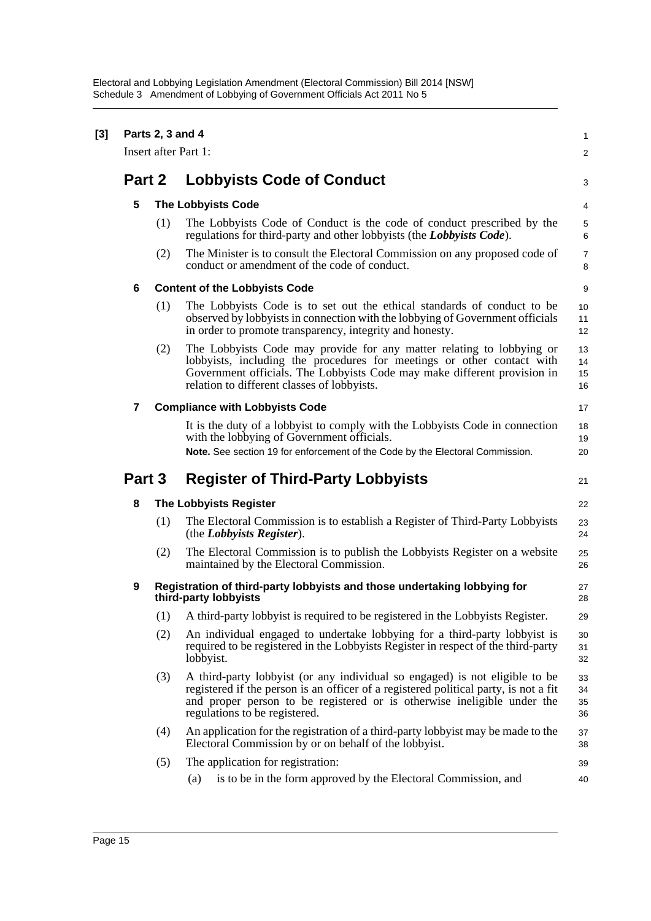**[3] Parts 2, 3 and 4**

Insert after Part 1:

## Part 2 Lobbyists Code of Conduct

### 5 The Lobbyists Code

(1) The Lobbyists Code of Conduct is the code of conduct prescribed by the regulations for third-party and other lobbyists (the ***Lobbyists Code***).

(2) The Minister is to consult the Electoral Commission on any proposed code of conduct or amendment of the code of conduct.

### 6 Content of the Lobbyists Code

(1) The Lobbyists Code is to set out the ethical standards of conduct to be observed by lobbyists in connection with the lobbying of Government officials in order to promote transparency, integrity and honesty.

(2) The Lobbyists Code may provide for any matter relating to lobbying or lobbyists, including the procedures for meetings or other contact with Government officials. The Lobbyists Code may make different provision in relation to different classes of lobbyists.

### 7 Compliance with Lobbyists Code

It is the duty of a lobbyist to comply with the Lobbyists Code in connection with the lobbying of Government officials.

**Note.** See section 19 for enforcement of the Code by the Electoral Commission.

## Part 3 Register of Third-Party Lobbyists

### 8 The Lobbyists Register

(1) The Electoral Commission is to establish a Register of Third-Party Lobbyists (the ***Lobbyists Register***).

(2) The Electoral Commission is to publish the Lobbyists Register on a website maintained by the Electoral Commission.

### 9 Registration of third-party lobbyists and those undertaking lobbying for third-party lobbyists

(1) A third-party lobbyist is required to be registered in the Lobbyists Register.

(2) An individual engaged to undertake lobbying for a third-party lobbyist is required to be registered in the Lobbyists Register in respect of the third-party lobbyist.

(3) A third-party lobbyist (or any individual so engaged) is not eligible to be registered if the person is an officer of a registered political party, is not a fit and proper person to be registered or is otherwise ineligible under the regulations to be registered.

(4) An application for the registration of a third-party lobbyist may be made to the Electoral Commission by or on behalf of the lobbyist.

(5) The application for registration:

(a) is to be in the form approved by the Electoral Commission, and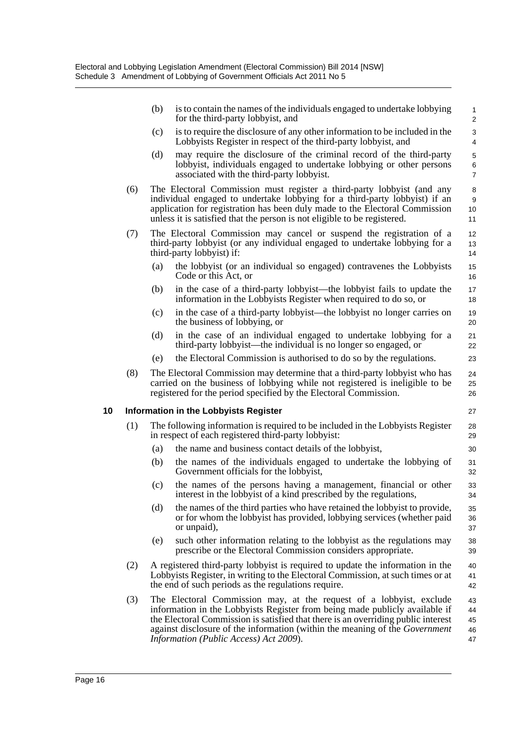(b) is to contain the names of the individuals engaged to undertake lobbying for the third-party lobbyist, and

(c) is to require the disclosure of any other information to be included in the Lobbyists Register in respect of the third-party lobbyist, and

(d) may require the disclosure of the criminal record of the third-party lobbyist, individuals engaged to undertake lobbying or other persons associated with the third-party lobbyist.

(6) The Electoral Commission must register a third-party lobbyist (and any individual engaged to undertake lobbying for a third-party lobbyist) if an application for registration has been duly made to the Electoral Commission unless it is satisfied that the person is not eligible to be registered.

(7) The Electoral Commission may cancel or suspend the registration of a third-party lobbyist (or any individual engaged to undertake lobbying for a third-party lobbyist) if:

(a) the lobbyist (or an individual so engaged) contravenes the Lobbyists Code or this Act, or

(b) in the case of a third-party lobbyist—the lobbyist fails to update the information in the Lobbyists Register when required to do so, or

(c) in the case of a third-party lobbyist—the lobbyist no longer carries on the business of lobbying, or

(d) in the case of an individual engaged to undertake lobbying for a third-party lobbyist—the individual is no longer so engaged, or

(e) the Electoral Commission is authorised to do so by the regulations.

(8) The Electoral Commission may determine that a third-party lobbyist who has carried on the business of lobbying while not registered is ineligible to be registered for the period specified by the Electoral Commission.

**10 Information in the Lobbyists Register**

(1) The following information is required to be included in the Lobbyists Register in respect of each registered third-party lobbyist:

(a) the name and business contact details of the lobbyist,

(b) the names of the individuals engaged to undertake the lobbying of Government officials for the lobbyist,

(c) the names of the persons having a management, financial or other interest in the lobbyist of a kind prescribed by the regulations,

(d) the names of the third parties who have retained the lobbyist to provide, or for whom the lobbyist has provided, lobbying services (whether paid or unpaid),

(e) such other information relating to the lobbyist as the regulations may prescribe or the Electoral Commission considers appropriate.

(2) A registered third-party lobbyist is required to update the information in the Lobbyists Register, in writing to the Electoral Commission, at such times or at the end of such periods as the regulations require.

(3) The Electoral Commission may, at the request of a lobbyist, exclude information in the Lobbyists Register from being made publicly available if the Electoral Commission is satisfied that there is an overriding public interest against disclosure of the information (within the meaning of the *Government Information (Public Access) Act 2009*).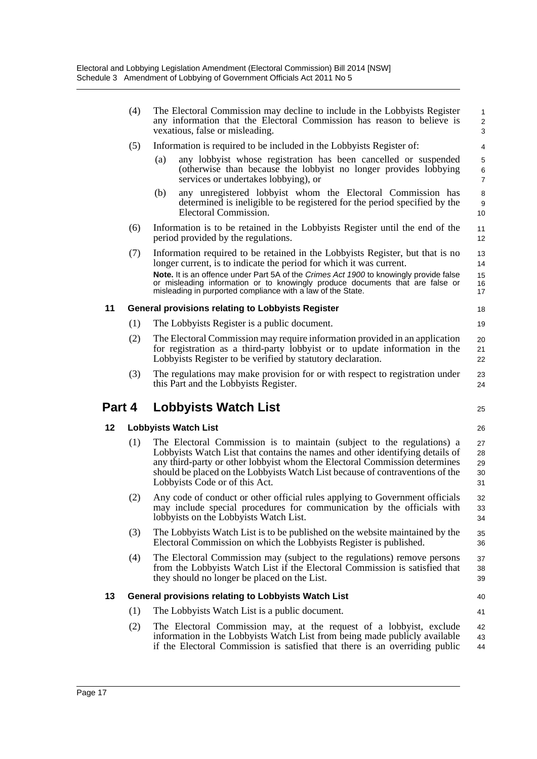(4) The Electoral Commission may decline to include in the Lobbyists Register any information that the Electoral Commission has reason to believe is vexatious, false or misleading.

(5) Information is required to be included in the Lobbyists Register of:

- (a) any lobbyist whose registration has been cancelled or suspended (otherwise than because the lobbyist no longer provides lobbying services or undertakes lobbying), or
- (b) any unregistered lobbyist whom the Electoral Commission has determined is ineligible to be registered for the period specified by the Electoral Commission.

(6) Information is to be retained in the Lobbyists Register until the end of the period provided by the regulations.

(7) Information required to be retained in the Lobbyists Register, but that is no longer current, is to indicate the period for which it was current.

**Note.** It is an offence under Part 5A of the *Crimes Act 1900* to knowingly provide false or misleading information or to knowingly produce documents that are false or misleading in purported compliance with a law of the State.

### 11 General provisions relating to Lobbyists Register

(1) The Lobbyists Register is a public document.

(2) The Electoral Commission may require information provided in an application for registration as a third-party lobbyist or to update information in the Lobbyists Register to be verified by statutory declaration.

(3) The regulations may make provision for or with respect to registration under this Part and the Lobbyists Register.

## Part 4 Lobbyists Watch List

### 12 Lobbyists Watch List

(1) The Electoral Commission is to maintain (subject to the regulations) a Lobbyists Watch List that contains the names and other identifying details of any third-party or other lobbyist whom the Electoral Commission determines should be placed on the Lobbyists Watch List because of contraventions of the Lobbyists Code or of this Act.

(2) Any code of conduct or other official rules applying to Government officials may include special procedures for communication by the officials with lobbyists on the Lobbyists Watch List.

(3) The Lobbyists Watch List is to be published on the website maintained by the Electoral Commission on which the Lobbyists Register is published.

(4) The Electoral Commission may (subject to the regulations) remove persons from the Lobbyists Watch List if the Electoral Commission is satisfied that they should no longer be placed on the List.

### 13 General provisions relating to Lobbyists Watch List

(1) The Lobbyists Watch List is a public document.

(2) The Electoral Commission may, at the request of a lobbyist, exclude information in the Lobbyists Watch List from being made publicly available if the Electoral Commission is satisfied that there is an overriding public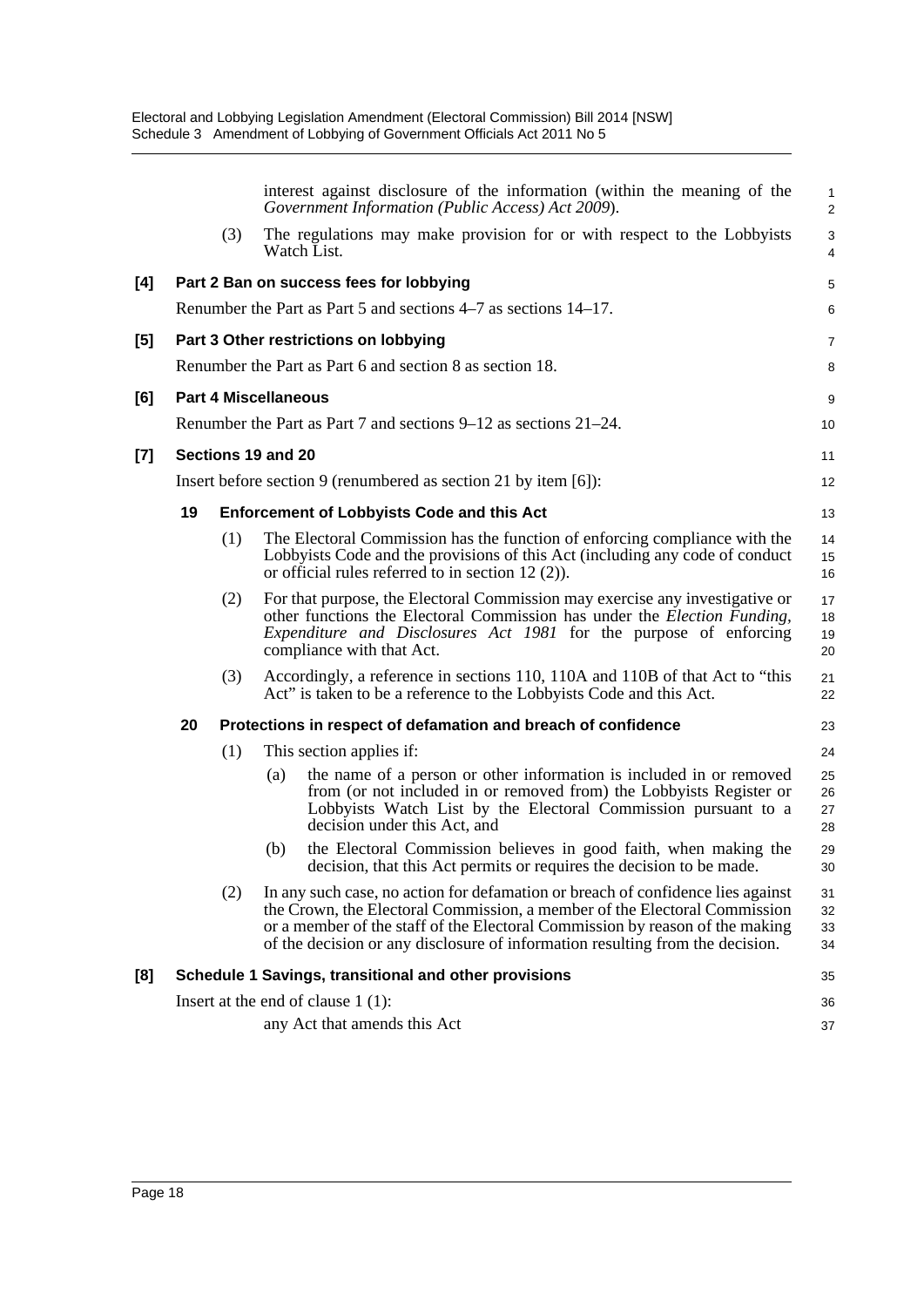interest against disclosure of the information (within the meaning of the *Government Information (Public Access) Act 2009*).

(3) The regulations may make provision for or with respect to the Lobbyists Watch List.

**[4] Part 2 Ban on success fees for lobbying**

Renumber the Part as Part 5 and sections 4–7 as sections 14–17.

**[5] Part 3 Other restrictions on lobbying**

Renumber the Part as Part 6 and section 8 as section 18.

**[6] Part 4 Miscellaneous**

Renumber the Part as Part 7 and sections 9–12 as sections 21–24.

**[7] Sections 19 and 20**

Insert before section 9 (renumbered as section 21 by item [6]):

**19 Enforcement of Lobbyists Code and this Act**

(1) The Electoral Commission has the function of enforcing compliance with the Lobbyists Code and the provisions of this Act (including any code of conduct or official rules referred to in section 12 (2)).

(2) For that purpose, the Electoral Commission may exercise any investigative or other functions the Electoral Commission has under the *Election Funding, Expenditure and Disclosures Act 1981* for the purpose of enforcing compliance with that Act.

(3) Accordingly, a reference in sections 110, 110A and 110B of that Act to "this Act" is taken to be a reference to the Lobbyists Code and this Act.

**20 Protections in respect of defamation and breach of confidence**

(1) This section applies if:

(a) the name of a person or other information is included in or removed from (or not included in or removed from) the Lobbyists Register or Lobbyists Watch List by the Electoral Commission pursuant to a decision under this Act, and

(b) the Electoral Commission believes in good faith, when making the decision, that this Act permits or requires the decision to be made.

(2) In any such case, no action for defamation or breach of confidence lies against the Crown, the Electoral Commission, a member of the Electoral Commission or a member of the staff of the Electoral Commission by reason of the making of the decision or any disclosure of information resulting from the decision.

**[8] Schedule 1 Savings, transitional and other provisions**

Insert at the end of clause 1 (1):

any Act that amends this Act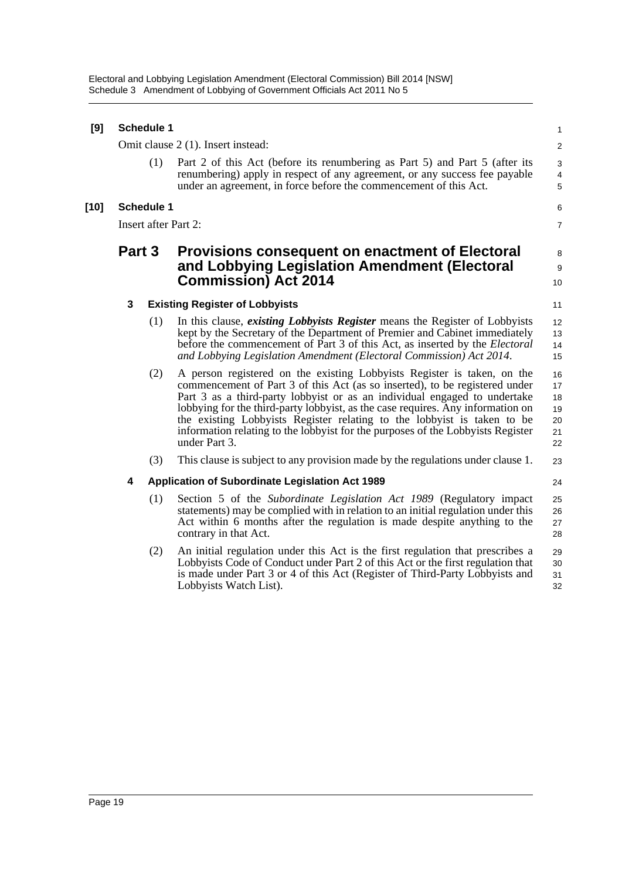**[9] Schedule 1**

Omit clause 2 (1). Insert instead:

(1) Part 2 of this Act (before its renumbering as Part 5) and Part 5 (after its renumbering) apply in respect of any agreement, or any success fee payable under an agreement, in force before the commencement of this Act.

**[10] Schedule 1**

Insert after Part 2:

## Part 3 Provisions consequent on enactment of Electoral and Lobbying Legislation Amendment (Electoral Commission) Act 2014

### 3 Existing Register of Lobbyists

(1) In this clause, ***existing Lobbyists Register*** means the Register of Lobbyists kept by the Secretary of the Department of Premier and Cabinet immediately before the commencement of Part 3 of this Act, as inserted by the *Electoral and Lobbying Legislation Amendment (Electoral Commission) Act 2014*.

(2) A person registered on the existing Lobbyists Register is taken, on the commencement of Part 3 of this Act (as so inserted), to be registered under Part 3 as a third-party lobbyist or as an individual engaged to undertake lobbying for the third-party lobbyist, as the case requires. Any information on the existing Lobbyists Register relating to the lobbyist is taken to be information relating to the lobbyist for the purposes of the Lobbyists Register under Part 3.

(3) This clause is subject to any provision made by the regulations under clause 1.

### 4 Application of Subordinate Legislation Act 1989

(1) Section 5 of the *Subordinate Legislation Act 1989* (Regulatory impact statements) may be complied with in relation to an initial regulation under this Act within 6 months after the regulation is made despite anything to the contrary in that Act.

(2) An initial regulation under this Act is the first regulation that prescribes a Lobbyists Code of Conduct under Part 2 of this Act or the first regulation that is made under Part 3 or 4 of this Act (Register of Third-Party Lobbyists and Lobbyists Watch List).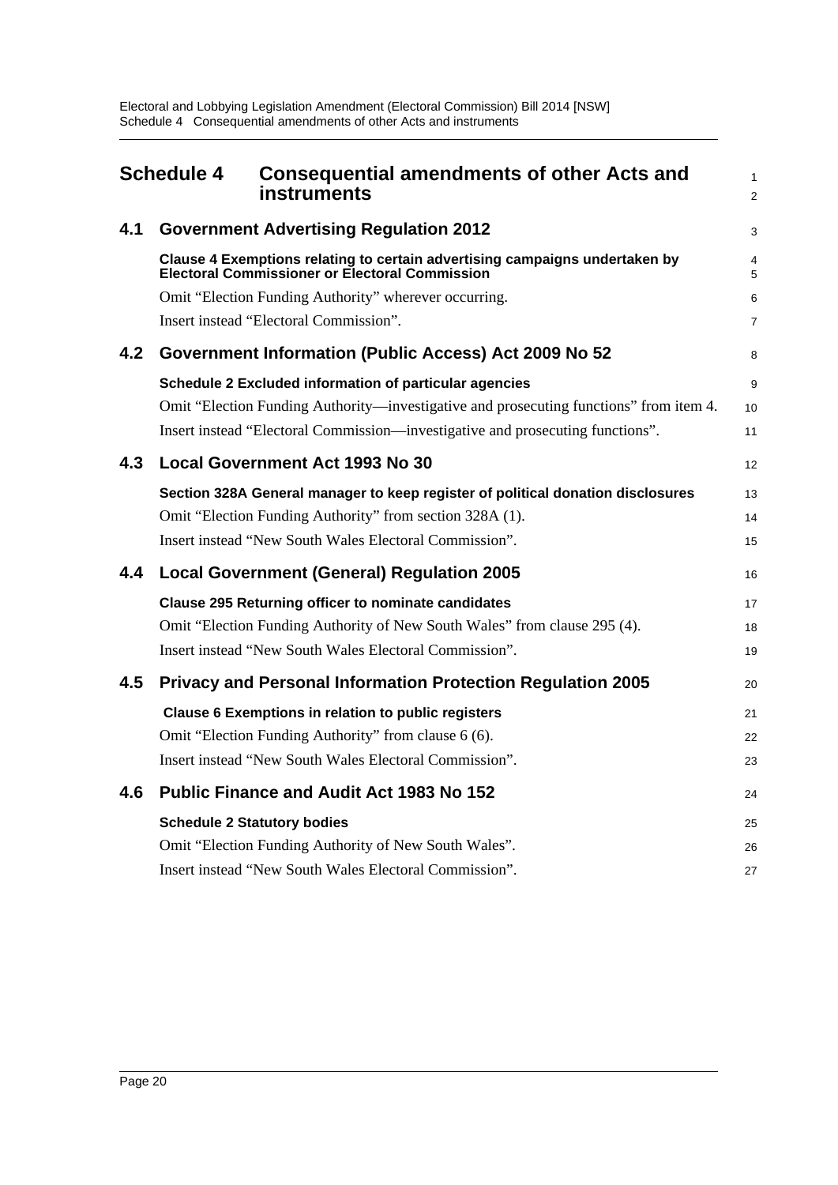# Schedule 4 Consequential amendments of other Acts and instruments

## 4.1 Government Advertising Regulation 2012

**Clause 4 Exemptions relating to certain advertising campaigns undertaken by Electoral Commissioner or Electoral Commission**

Omit "Election Funding Authority" wherever occurring.

Insert instead "Electoral Commission".

## 4.2 Government Information (Public Access) Act 2009 No 52

**Schedule 2 Excluded information of particular agencies**

Omit "Election Funding Authority—investigative and prosecuting functions" from item 4.

Insert instead "Electoral Commission—investigative and prosecuting functions".

## 4.3 Local Government Act 1993 No 30

**Section 328A General manager to keep register of political donation disclosures**

Omit "Election Funding Authority" from section 328A (1).

Insert instead "New South Wales Electoral Commission".

## 4.4 Local Government (General) Regulation 2005

**Clause 295 Returning officer to nominate candidates**

Omit "Election Funding Authority of New South Wales" from clause 295 (4).

Insert instead "New South Wales Electoral Commission".

## 4.5 Privacy and Personal Information Protection Regulation 2005

**Clause 6 Exemptions in relation to public registers**

Omit "Election Funding Authority" from clause 6 (6).

Insert instead "New South Wales Electoral Commission".

## 4.6 Public Finance and Audit Act 1983 No 152

**Schedule 2 Statutory bodies**

Omit "Election Funding Authority of New South Wales".

Insert instead "New South Wales Electoral Commission".